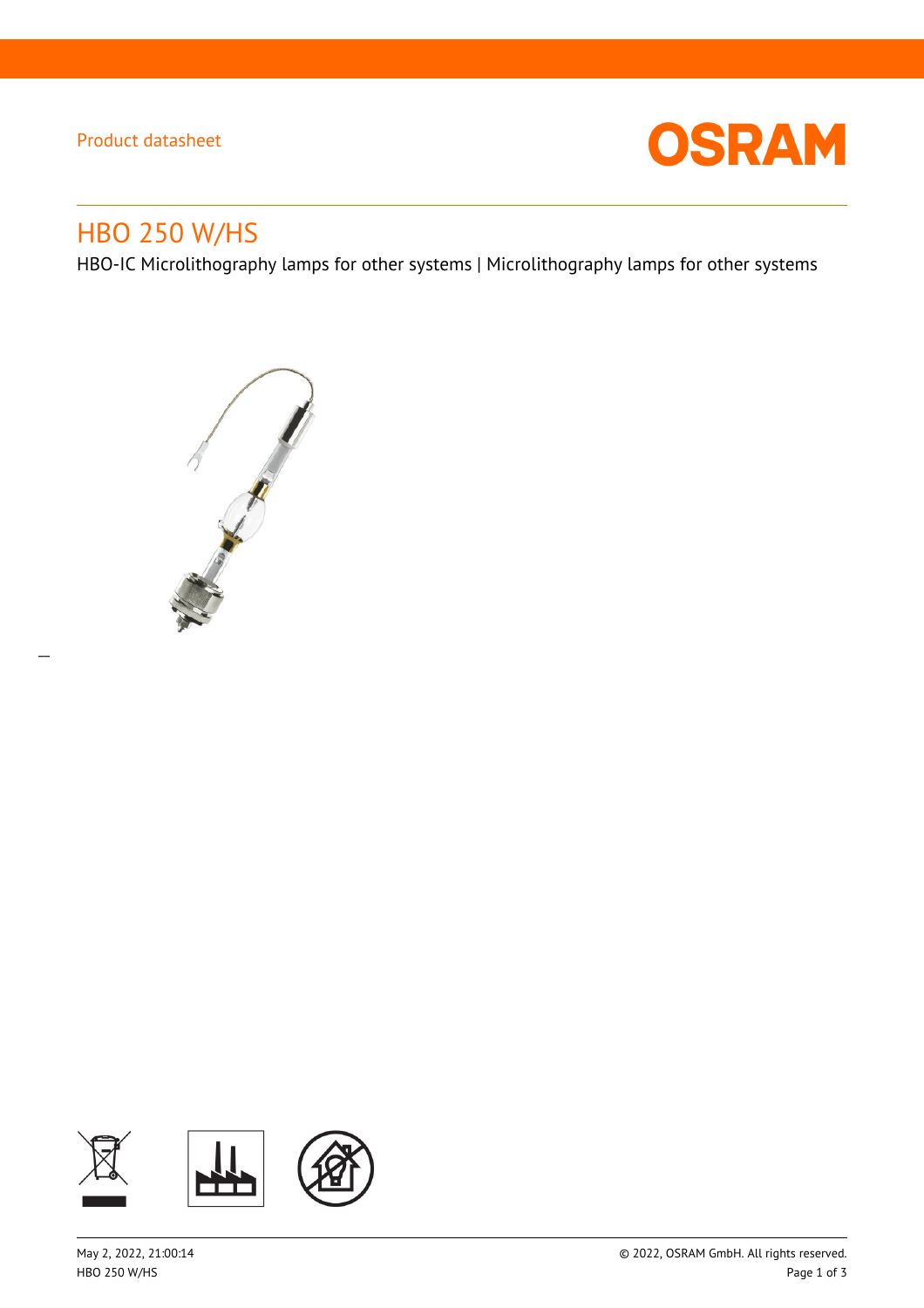Product datasheet

# HBO 250 W/HS

HBO-IC Microlithography lamps for other systems | Microlithography lamps for other systems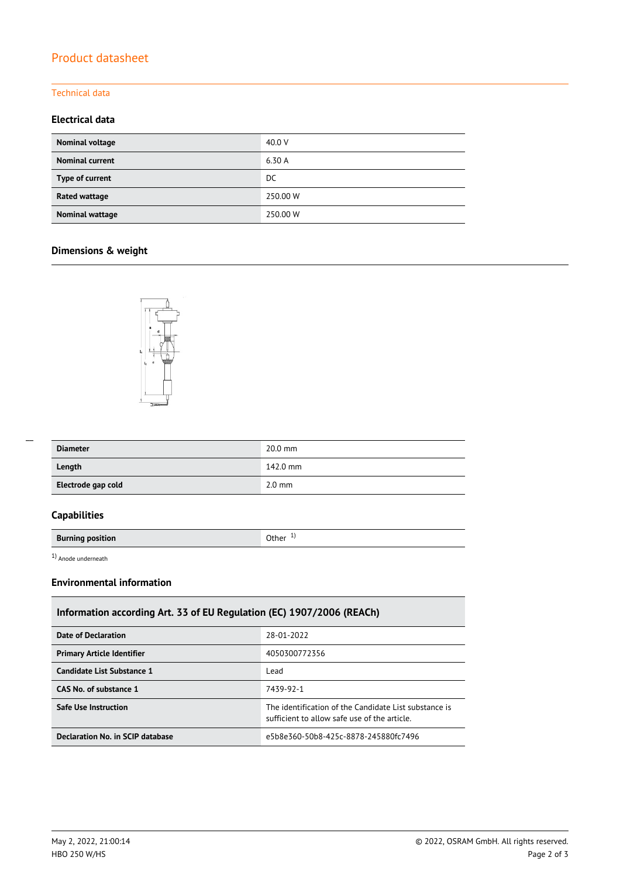## Product datasheet

Technical data

### Electrical data

| Nominal voltage | 40.0 V |
| --- | --- |
| Nominal current | 6.30 A |
| Type of current | DC |
| Rated wattage | 250.00 W |
| Nominal wattage | 250.00 W |

### Dimensions & weight

| Diameter | 20.0 mm |
| --- | --- |
| Length | 142.0 mm |
| Electrode gap cold | 2.0 mm |

### Capabilities

| Burning position | Other [1] |
| --- | --- |

[1] Anode underneath

### Environmental information

| Information according Art. 33 of EU Regulation (EC) 1907/2006 (REACh) | |
| --- | --- |
| Date of Declaration | 28-01-2022 |
| Primary Article Identifier | 4050300772356 |
| Candidate List Substance 1 | Lead |
| CAS No. of substance 1 | 7439-92-1 |
| Safe Use Instruction | The identification of the Candidate List substance is sufficient to allow safe use of the article. |
| Declaration No. in SCIP database | e5b8e360-50b8-425c-8878-245880fc7496 |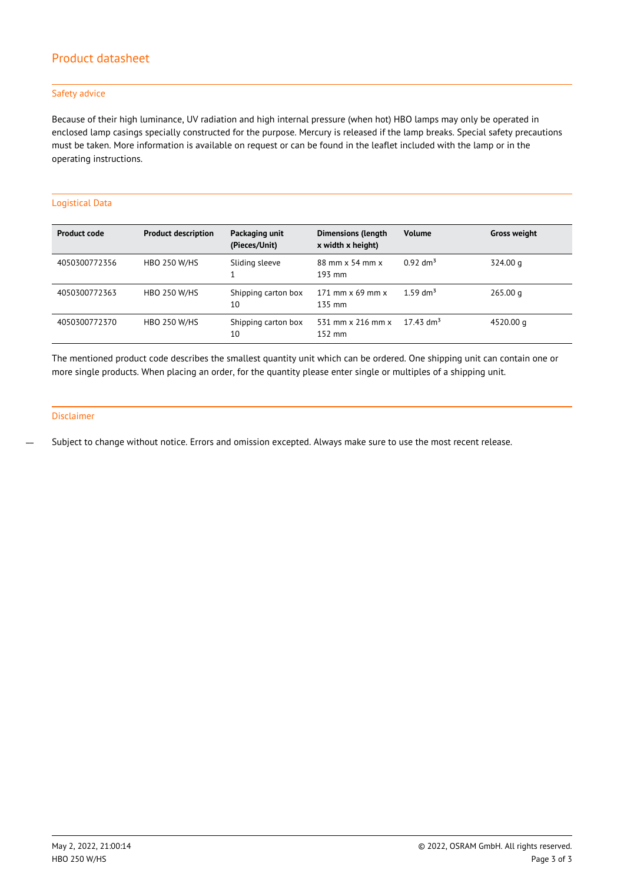## Safety advice

Because of their high luminance, UV radiation and high internal pressure (when hot) HBO lamps may only be operated in enclosed lamp casings specially constructed for the purpose. Mercury is released if the lamp breaks. Special safety precautions must be taken. More information is available on request or can be found in the leaflet included with the lamp or in the operating instructions.

## Logistical Data

| Product code | Product description | Packaging unit (Pieces/Unit) | Dimensions (length x width x height) | Volume | Gross weight |
|---|---|---|---|---|---|
| 4050300772356 | HBO 250 W/HS | Sliding sleeve 1 | 88 mm x 54 mm x 193 mm | 0.92 $dm^3$ | 324.00 g |
| 4050300772363 | HBO 250 W/HS | Shipping carton box 10 | 171 mm x 69 mm x 135 mm | 1.59 $dm^3$ | 265.00 g |
| 4050300772370 | HBO 250 W/HS | Shipping carton box 10 | 531 mm x 216 mm x 152 mm | 17.43 $dm^3$ | 4520.00 g |

The mentioned product code describes the smallest quantity unit which can be ordered. One shipping unit can contain one or more single products. When placing an order, for the quantity please enter single or multiples of a shipping unit.

## Disclaimer

— Subject to change without notice. Errors and omission excepted. Always make sure to use the most recent release.